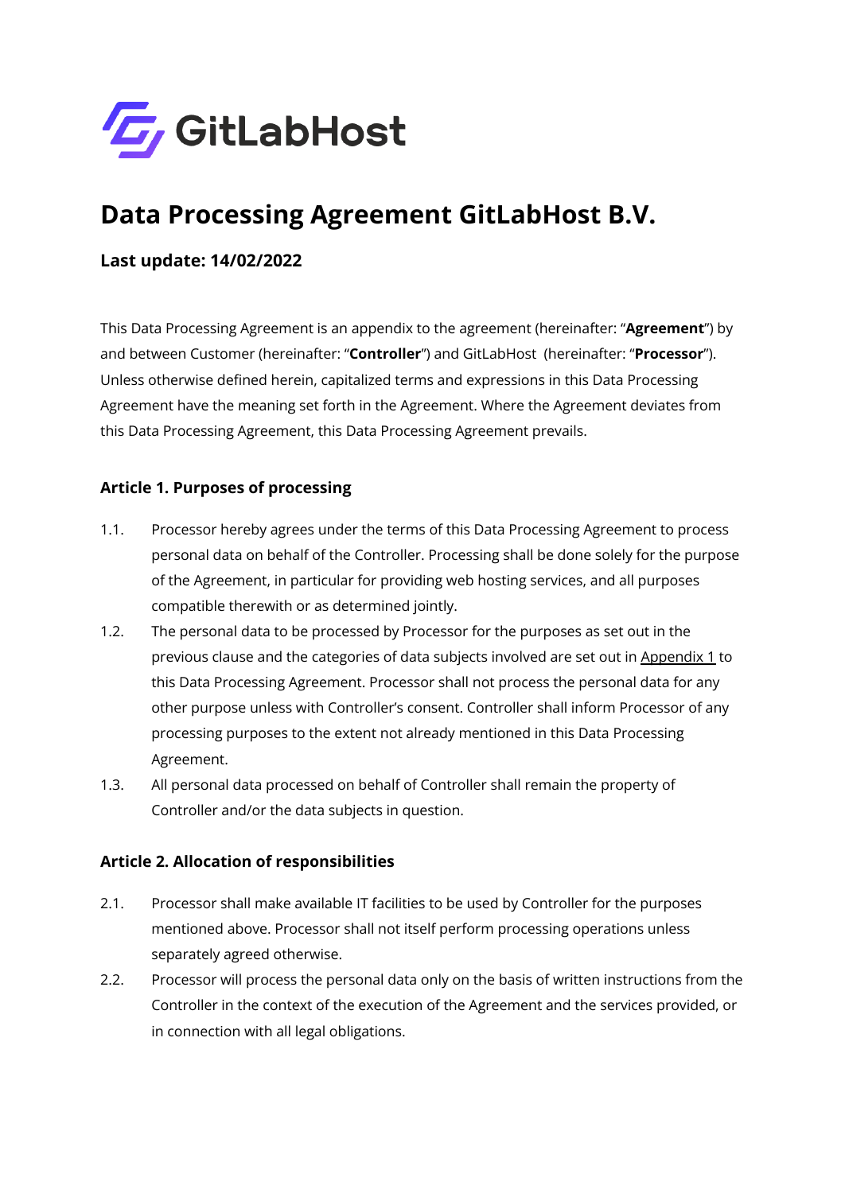GitLabHost

# Data Processing Agreement GitLabHost B.V.

### Last update: 14/02/2022

This Data Processing Agreement is an appendix to the agreement (hereinafter: "**Agreement**") by and between Customer (hereinafter: "**Controller**") and GitLabHost (hereinafter: "**Processor**"). Unless otherwise defined herein, capitalized terms and expressions in this Data Processing Agreement have the meaning set forth in the Agreement. Where the Agreement deviates from this Data Processing Agreement, this Data Processing Agreement prevails.

#### Article 1. Purposes of processing

1.1. Processor hereby agrees under the terms of this Data Processing Agreement to process personal data on behalf of the Controller. Processing shall be done solely for the purpose of the Agreement, in particular for providing web hosting services, and all purposes compatible therewith or as determined jointly.

1.2. The personal data to be processed by Processor for the purposes as set out in the previous clause and the categories of data subjects involved are set out in Appendix 1 to this Data Processing Agreement. Processor shall not process the personal data for any other purpose unless with Controller's consent. Controller shall inform Processor of any processing purposes to the extent not already mentioned in this Data Processing Agreement.

1.3. All personal data processed on behalf of Controller shall remain the property of Controller and/or the data subjects in question.

#### Article 2. Allocation of responsibilities

2.1. Processor shall make available IT facilities to be used by Controller for the purposes mentioned above. Processor shall not itself perform processing operations unless separately agreed otherwise.

2.2. Processor will process the personal data only on the basis of written instructions from the Controller in the context of the execution of the Agreement and the services provided, or in connection with all legal obligations.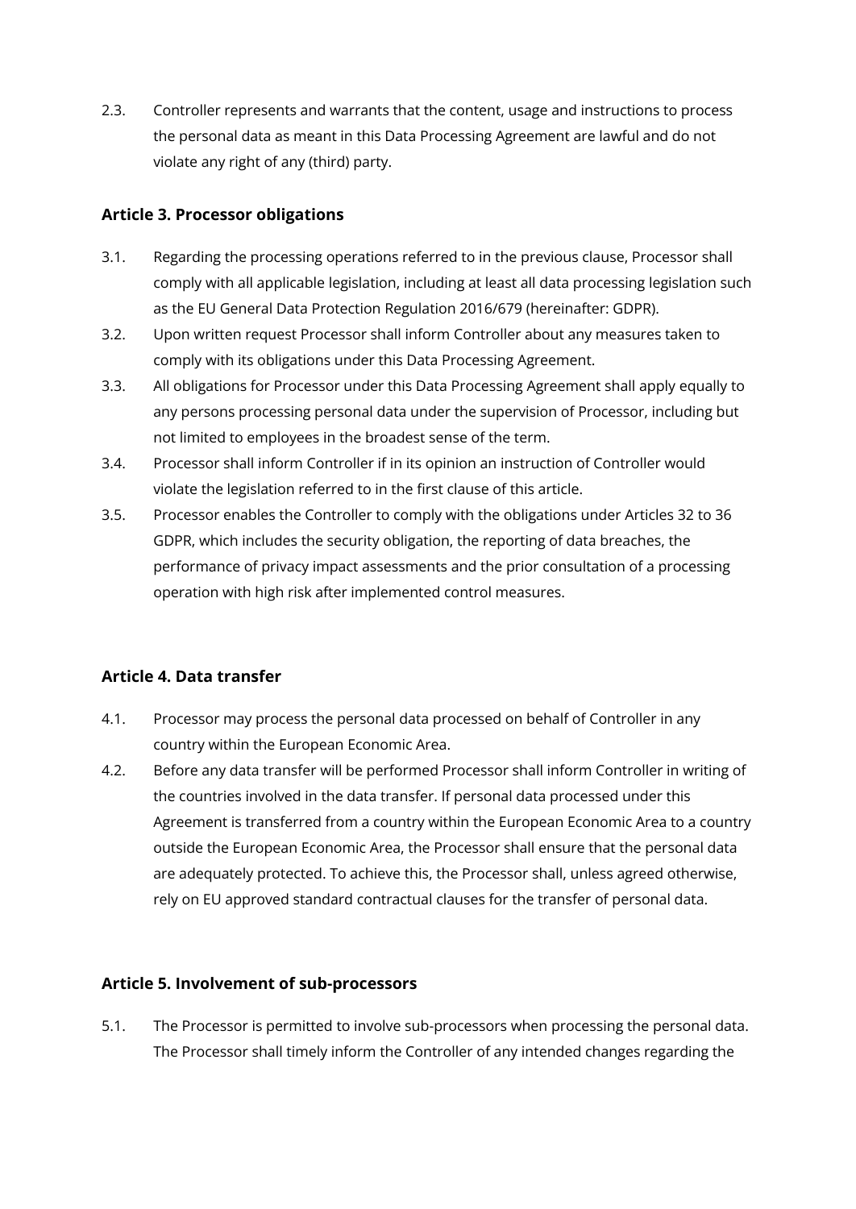2.3. Controller represents and warrants that the content, usage and instructions to process the personal data as meant in this Data Processing Agreement are lawful and do not violate any right of any (third) party.

## Article 3. Processor obligations

3.1. Regarding the processing operations referred to in the previous clause, Processor shall comply with all applicable legislation, including at least all data processing legislation such as the EU General Data Protection Regulation 2016/679 (hereinafter: GDPR).

3.2. Upon written request Processor shall inform Controller about any measures taken to comply with its obligations under this Data Processing Agreement.

3.3. All obligations for Processor under this Data Processing Agreement shall apply equally to any persons processing personal data under the supervision of Processor, including but not limited to employees in the broadest sense of the term.

3.4. Processor shall inform Controller if in its opinion an instruction of Controller would violate the legislation referred to in the first clause of this article.

3.5. Processor enables the Controller to comply with the obligations under Articles 32 to 36 GDPR, which includes the security obligation, the reporting of data breaches, the performance of privacy impact assessments and the prior consultation of a processing operation with high risk after implemented control measures.

## Article 4. Data transfer

4.1. Processor may process the personal data processed on behalf of Controller in any country within the European Economic Area.

4.2. Before any data transfer will be performed Processor shall inform Controller in writing of the countries involved in the data transfer. If personal data processed under this Agreement is transferred from a country within the European Economic Area to a country outside the European Economic Area, the Processor shall ensure that the personal data are adequately protected. To achieve this, the Processor shall, unless agreed otherwise, rely on EU approved standard contractual clauses for the transfer of personal data.

## Article 5. Involvement of sub-processors

5.1. The Processor is permitted to involve sub-processors when processing the personal data. The Processor shall timely inform the Controller of any intended changes regarding the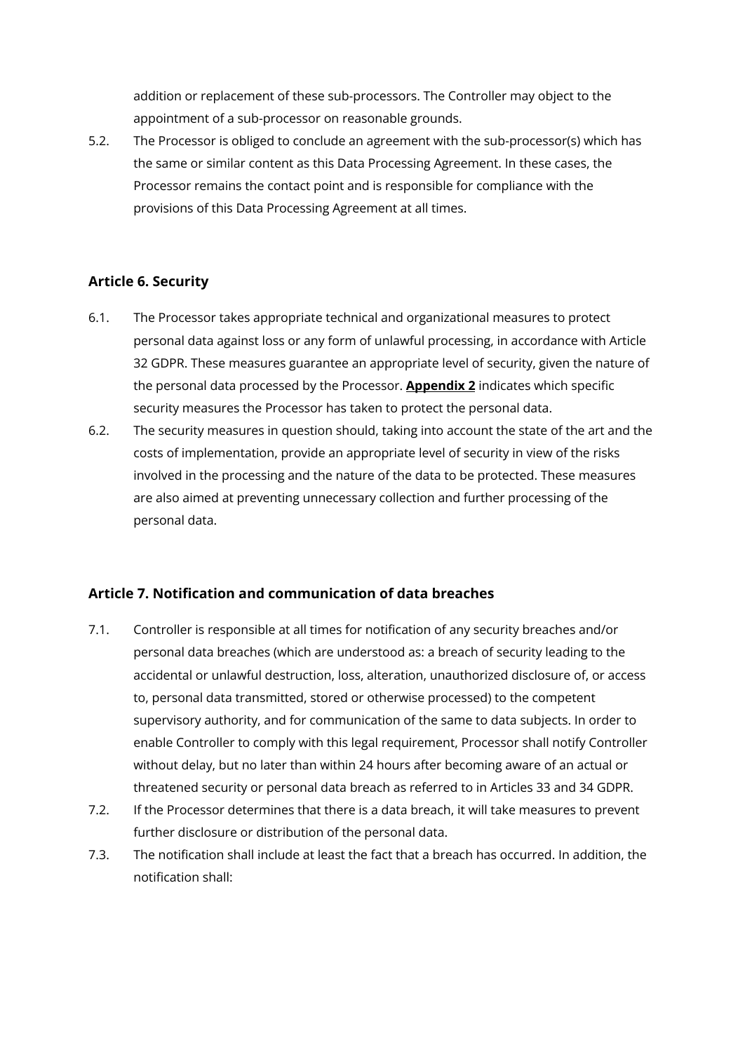addition or replacement of these sub-processors. The Controller may object to the appointment of a sub-processor on reasonable grounds.

5.2. The Processor is obliged to conclude an agreement with the sub-processor(s) which has the same or similar content as this Data Processing Agreement. In these cases, the Processor remains the contact point and is responsible for compliance with the provisions of this Data Processing Agreement at all times.

### Article 6. Security

6.1. The Processor takes appropriate technical and organizational measures to protect personal data against loss or any form of unlawful processing, in accordance with Article 32 GDPR. These measures guarantee an appropriate level of security, given the nature of the personal data processed by the Processor. **Appendix 2** indicates which specific security measures the Processor has taken to protect the personal data.

6.2. The security measures in question should, taking into account the state of the art and the costs of implementation, provide an appropriate level of security in view of the risks involved in the processing and the nature of the data to be protected. These measures are also aimed at preventing unnecessary collection and further processing of the personal data.

### Article 7. Notification and communication of data breaches

7.1. Controller is responsible at all times for notification of any security breaches and/or personal data breaches (which are understood as: a breach of security leading to the accidental or unlawful destruction, loss, alteration, unauthorized disclosure of, or access to, personal data transmitted, stored or otherwise processed) to the competent supervisory authority, and for communication of the same to data subjects. In order to enable Controller to comply with this legal requirement, Processor shall notify Controller without delay, but no later than within 24 hours after becoming aware of an actual or threatened security or personal data breach as referred to in Articles 33 and 34 GDPR.

7.2. If the Processor determines that there is a data breach, it will take measures to prevent further disclosure or distribution of the personal data.

7.3. The notification shall include at least the fact that a breach has occurred. In addition, the notification shall: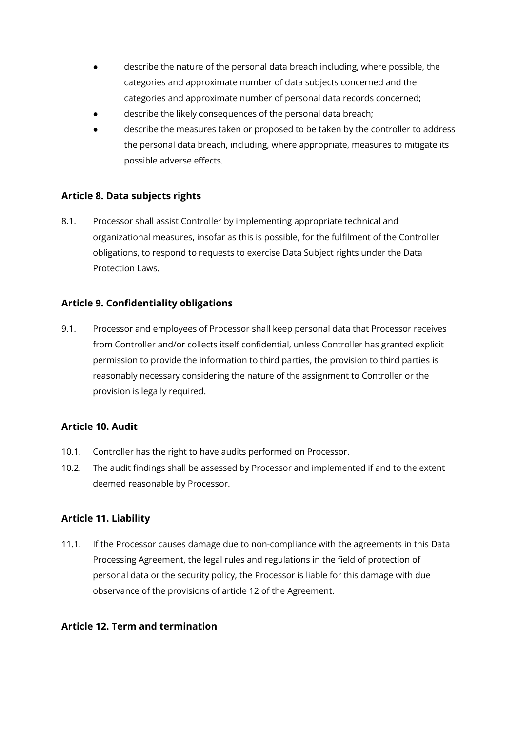- describe the nature of the personal data breach including, where possible, the categories and approximate number of data subjects concerned and the categories and approximate number of personal data records concerned;
- describe the likely consequences of the personal data breach;
- describe the measures taken or proposed to be taken by the controller to address the personal data breach, including, where appropriate, measures to mitigate its possible adverse effects.

### Article 8. Data subjects rights

8.1. Processor shall assist Controller by implementing appropriate technical and organizational measures, insofar as this is possible, for the fulfilment of the Controller obligations, to respond to requests to exercise Data Subject rights under the Data Protection Laws.

### Article 9. Confidentiality obligations

9.1. Processor and employees of Processor shall keep personal data that Processor receives from Controller and/or collects itself confidential, unless Controller has granted explicit permission to provide the information to third parties, the provision to third parties is reasonably necessary considering the nature of the assignment to Controller or the provision is legally required.

### Article 10. Audit

10.1. Controller has the right to have audits performed on Processor.

10.2. The audit findings shall be assessed by Processor and implemented if and to the extent deemed reasonable by Processor.

### Article 11. Liability

11.1. If the Processor causes damage due to non-compliance with the agreements in this Data Processing Agreement, the legal rules and regulations in the field of protection of personal data or the security policy, the Processor is liable for this damage with due observance of the provisions of article 12 of the Agreement.

### Article 12. Term and termination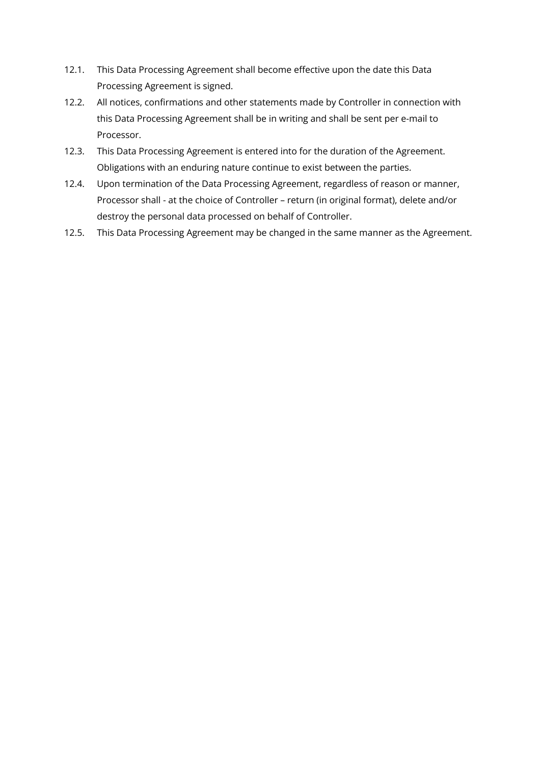12.1. This Data Processing Agreement shall become effective upon the date this Data Processing Agreement is signed.

12.2. All notices, confirmations and other statements made by Controller in connection with this Data Processing Agreement shall be in writing and shall be sent per e-mail to Processor.

12.3. This Data Processing Agreement is entered into for the duration of the Agreement. Obligations with an enduring nature continue to exist between the parties.

12.4. Upon termination of the Data Processing Agreement, regardless of reason or manner, Processor shall - at the choice of Controller – return (in original format), delete and/or destroy the personal data processed on behalf of Controller.

12.5. This Data Processing Agreement may be changed in the same manner as the Agreement.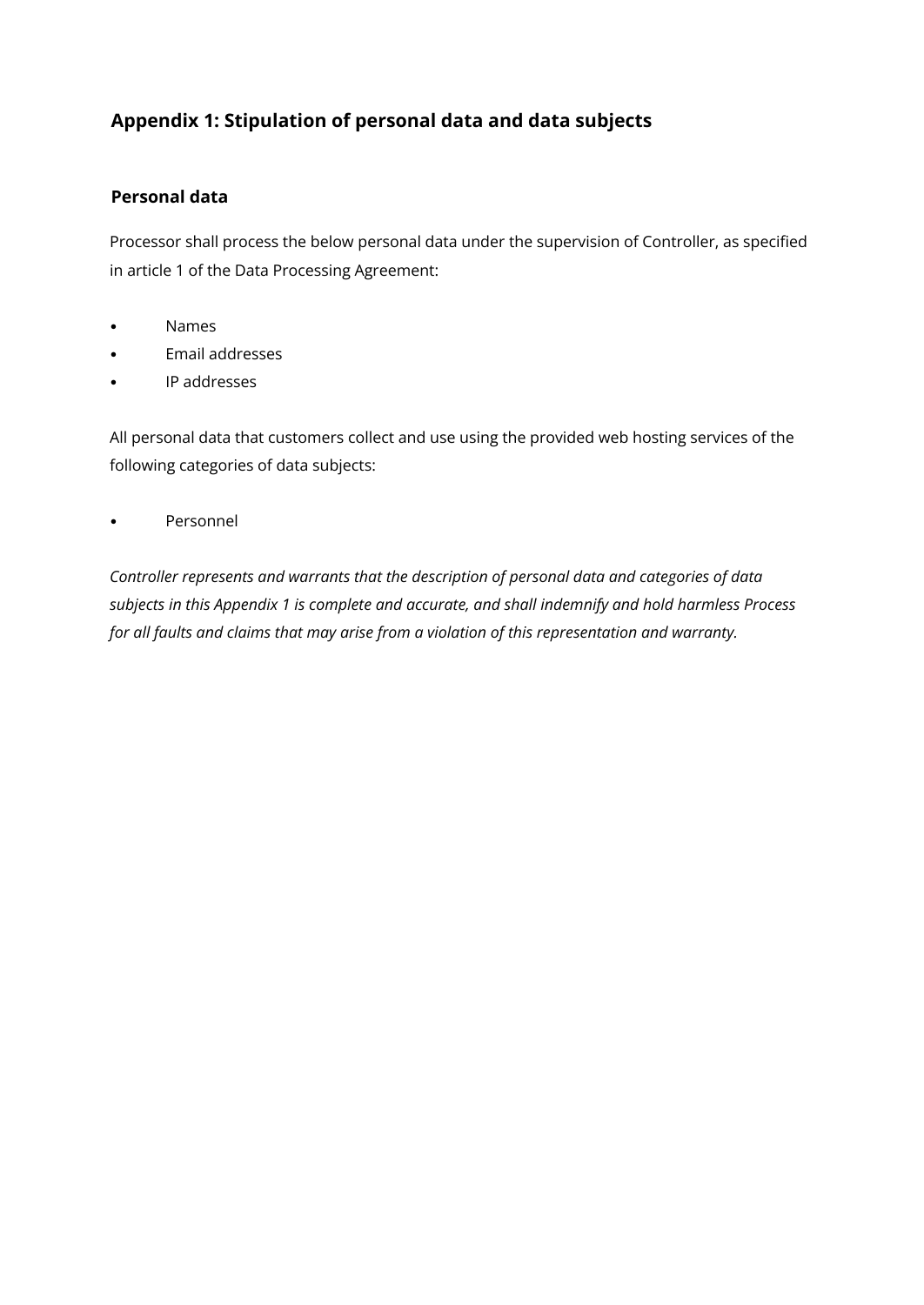## Appendix 1: Stipulation of personal data and data subjects

### Personal data

Processor shall process the below personal data under the supervision of Controller, as specified in article 1 of the Data Processing Agreement:

- Names
- Email addresses
- IP addresses

All personal data that customers collect and use using the provided web hosting services of the following categories of data subjects:

- Personnel

*Controller represents and warrants that the description of personal data and categories of data subjects in this Appendix 1 is complete and accurate, and shall indemnify and hold harmless Process for all faults and claims that may arise from a violation of this representation and warranty.*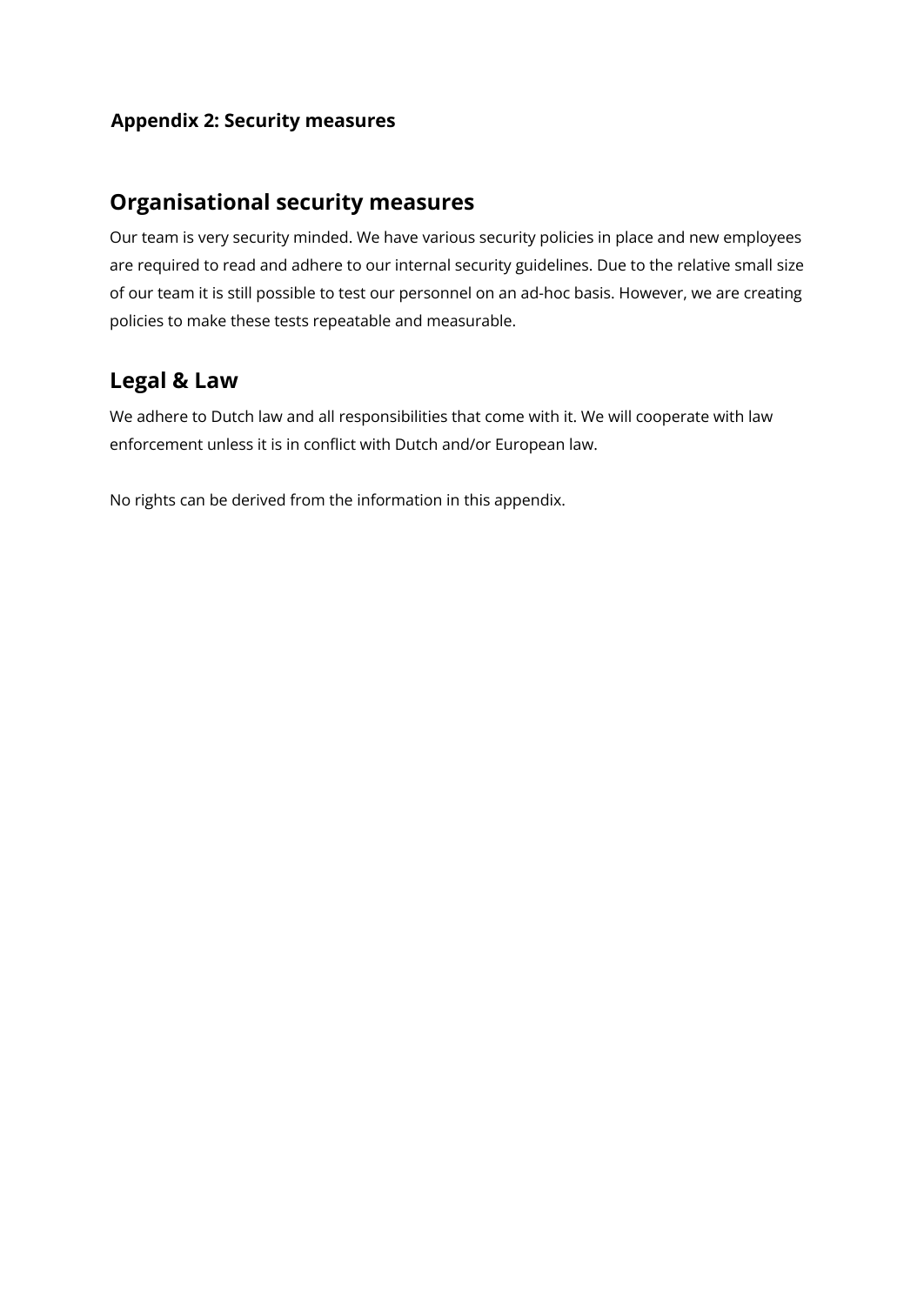**Appendix 2: Security measures**

## Organisational security measures

Our team is very security minded. We have various security policies in place and new employees are required to read and adhere to our internal security guidelines. Due to the relative small size of our team it is still possible to test our personnel on an ad-hoc basis. However, we are creating policies to make these tests repeatable and measurable.

## Legal & Law

We adhere to Dutch law and all responsibilities that come with it. We will cooperate with law enforcement unless it is in conflict with Dutch and/or European law.

No rights can be derived from the information in this appendix.